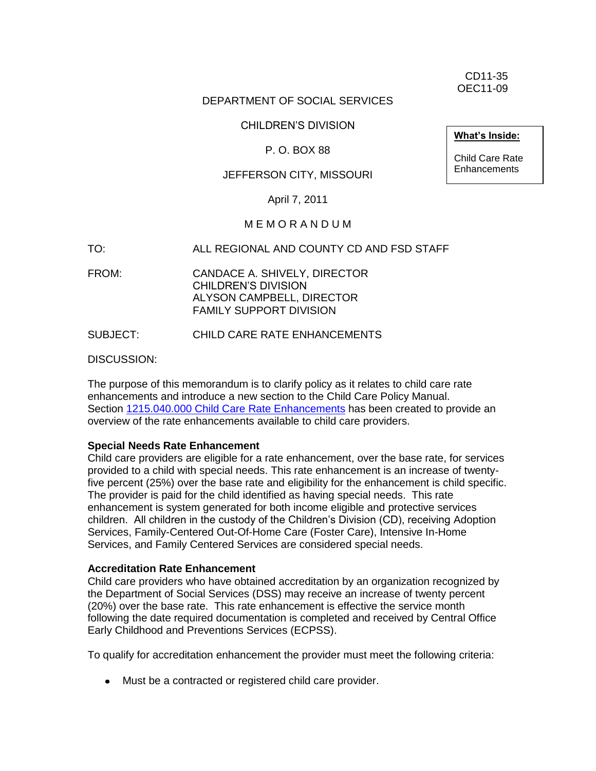CD11-35
OEC11-09

DEPARTMENT OF SOCIAL SERVICES

CHILDREN'S DIVISION

P. O. BOX 88

JEFFERSON CITY, MISSOURI

April 7, 2011

**What's Inside:**

Child Care Rate Enhancements

M E M O R A N D U M

TO: ALL REGIONAL AND COUNTY CD AND FSD STAFF

FROM: CANDACE A. SHIVELY, DIRECTOR
CHILDREN'S DIVISION
ALYSON CAMPBELL, DIRECTOR
FAMILY SUPPORT DIVISION

SUBJECT: CHILD CARE RATE ENHANCEMENTS

DISCUSSION:

The purpose of this memorandum is to clarify policy as it relates to child care rate enhancements and introduce a new section to the Child Care Policy Manual. Section [1215.040.000 Child Care Rate Enhancements] has been created to provide an overview of the rate enhancements available to child care providers.

**Special Needs Rate Enhancement**
Child care providers are eligible for a rate enhancement, over the base rate, for services provided to a child with special needs. This rate enhancement is an increase of twenty-five percent (25%) over the base rate and eligibility for the enhancement is child specific. The provider is paid for the child identified as having special needs. This rate enhancement is system generated for both income eligible and protective services children. All children in the custody of the Children's Division (CD), receiving Adoption Services, Family-Centered Out-Of-Home Care (Foster Care), Intensive In-Home Services, and Family Centered Services are considered special needs.

**Accreditation Rate Enhancement**
Child care providers who have obtained accreditation by an organization recognized by the Department of Social Services (DSS) may receive an increase of twenty percent (20%) over the base rate. This rate enhancement is effective the service month following the date required documentation is completed and received by Central Office Early Childhood and Preventions Services (ECPSS).

To qualify for accreditation enhancement the provider must meet the following criteria:

- Must be a contracted or registered child care provider.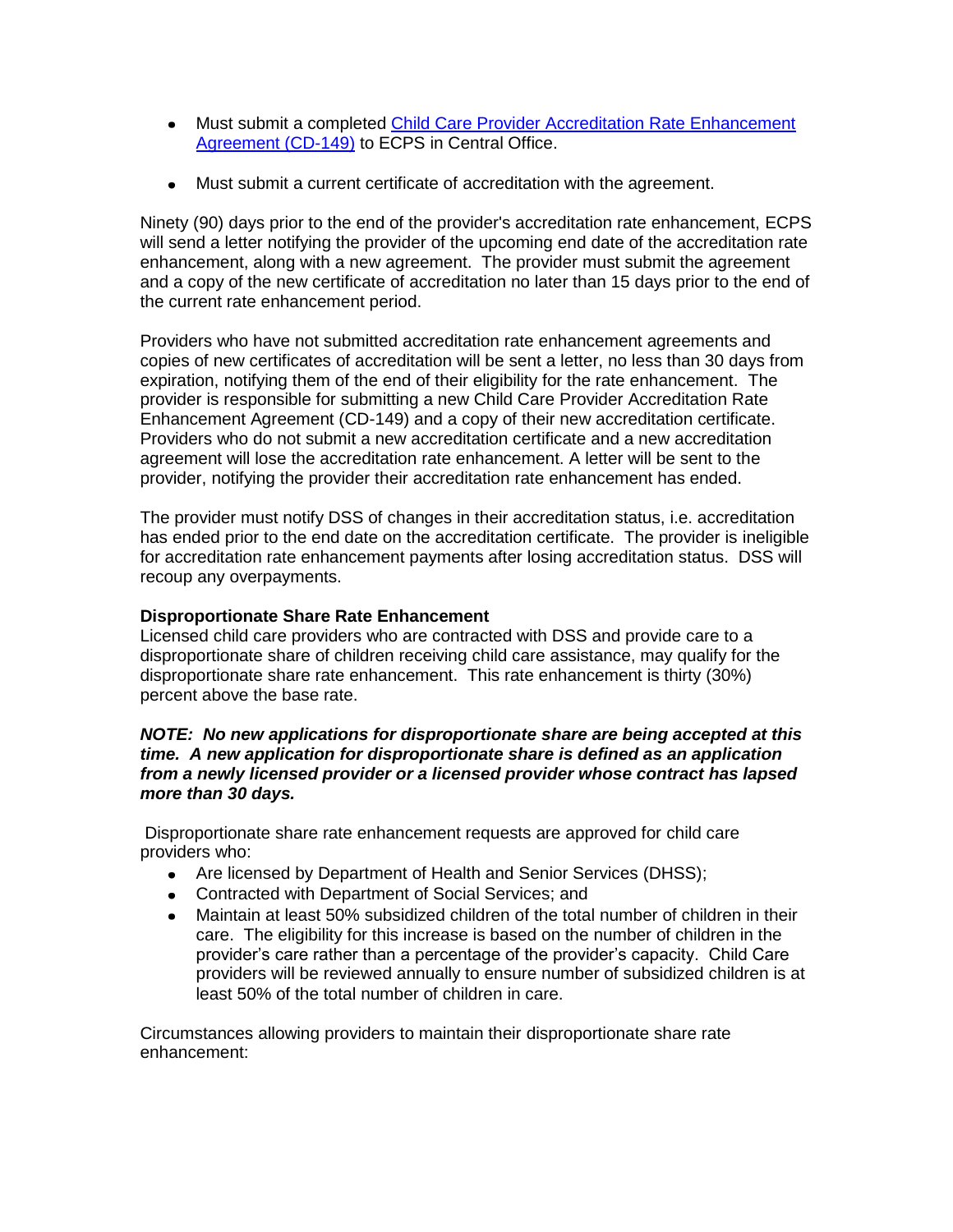- Must submit a completed [Child Care Provider Accreditation Rate Enhancement Agreement (CD-149)](#) to ECPS in Central Office.

- Must submit a current certificate of accreditation with the agreement.

Ninety (90) days prior to the end of the provider's accreditation rate enhancement, ECPS will send a letter notifying the provider of the upcoming end date of the accreditation rate enhancement, along with a new agreement. The provider must submit the agreement and a copy of the new certificate of accreditation no later than 15 days prior to the end of the current rate enhancement period.

Providers who have not submitted accreditation rate enhancement agreements and copies of new certificates of accreditation will be sent a letter, no less than 30 days from expiration, notifying them of the end of their eligibility for the rate enhancement. The provider is responsible for submitting a new Child Care Provider Accreditation Rate Enhancement Agreement (CD-149) and a copy of their new accreditation certificate. Providers who do not submit a new accreditation certificate and a new accreditation agreement will lose the accreditation rate enhancement. A letter will be sent to the provider, notifying the provider their accreditation rate enhancement has ended.

The provider must notify DSS of changes in their accreditation status, i.e. accreditation has ended prior to the end date on the accreditation certificate. The provider is ineligible for accreditation rate enhancement payments after losing accreditation status. DSS will recoup any overpayments.

**Disproportionate Share Rate Enhancement**

Licensed child care providers who are contracted with DSS and provide care to a disproportionate share of children receiving child care assistance, may qualify for the disproportionate share rate enhancement. This rate enhancement is thirty (30%) percent above the base rate.

***NOTE: No new applications for disproportionate share are being accepted at this time. A new application for disproportionate share is defined as an application from a newly licensed provider or a licensed provider whose contract has lapsed more than 30 days.***

Disproportionate share rate enhancement requests are approved for child care providers who:

- Are licensed by Department of Health and Senior Services (DHSS);
- Contracted with Department of Social Services; and
- Maintain at least 50% subsidized children of the total number of children in their care. The eligibility for this increase is based on the number of children in the provider's care rather than a percentage of the provider's capacity. Child Care providers will be reviewed annually to ensure number of subsidized children is at least 50% of the total number of children in care.

Circumstances allowing providers to maintain their disproportionate share rate enhancement: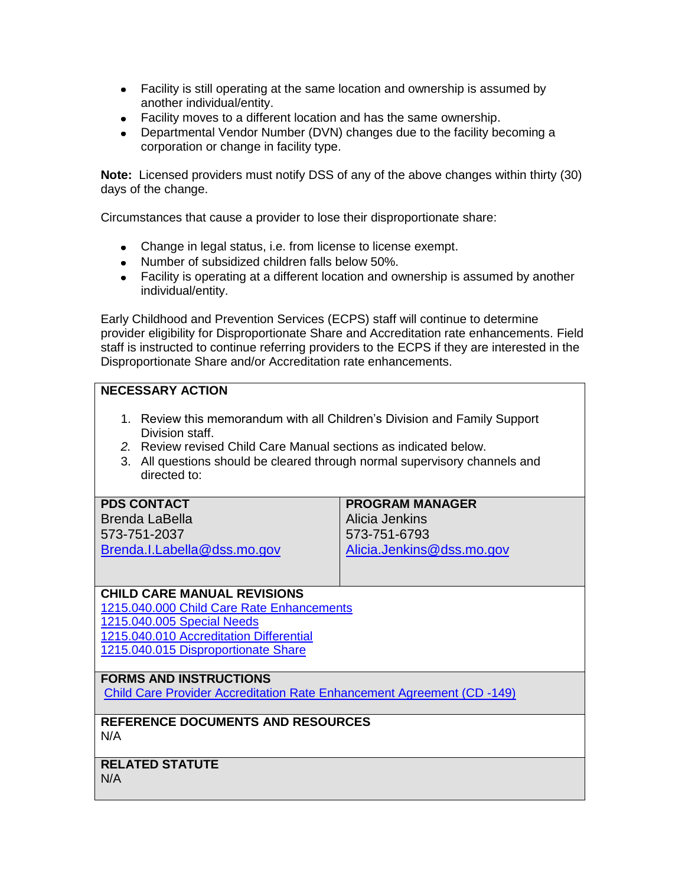- Facility is still operating at the same location and ownership is assumed by another individual/entity.
- Facility moves to a different location and has the same ownership.
- Departmental Vendor Number (DVN) changes due to the facility becoming a corporation or change in facility type.

**Note:** Licensed providers must notify DSS of any of the above changes within thirty (30) days of the change.

Circumstances that cause a provider to lose their disproportionate share:

- Change in legal status, i.e. from license to license exempt.
- Number of subsidized children falls below 50%.
- Facility is operating at a different location and ownership is assumed by another individual/entity.

Early Childhood and Prevention Services (ECPS) staff will continue to determine provider eligibility for Disproportionate Share and Accreditation rate enhancements. Field staff is instructed to continue referring providers to the ECPS if they are interested in the Disproportionate Share and/or Accreditation rate enhancements.

**NECESSARY ACTION**

1. Review this memorandum with all Children's Division and Family Support Division staff.
2. Review revised Child Care Manual sections as indicated below.
3. All questions should be cleared through normal supervisory channels and directed to:

| PDS CONTACT | PROGRAM MANAGER |
|---|---|
| Brenda LaBella<br>573-751-2037<br>Brenda.l.Labella@dss.mo.gov | Alicia Jenkins<br>573-751-6793<br>Alicia.Jenkins@dss.mo.gov |

**CHILD CARE MANUAL REVISIONS**

1215.040.000 Child Care Rate Enhancements
1215.040.005 Special Needs
1215.040.010 Accreditation Differential
1215.040.015 Disproportionate Share

**FORMS AND INSTRUCTIONS**

Child Care Provider Accreditation Rate Enhancement Agreement (CD -149)

**REFERENCE DOCUMENTS AND RESOURCES**

N/A

**RELATED STATUTE**

N/A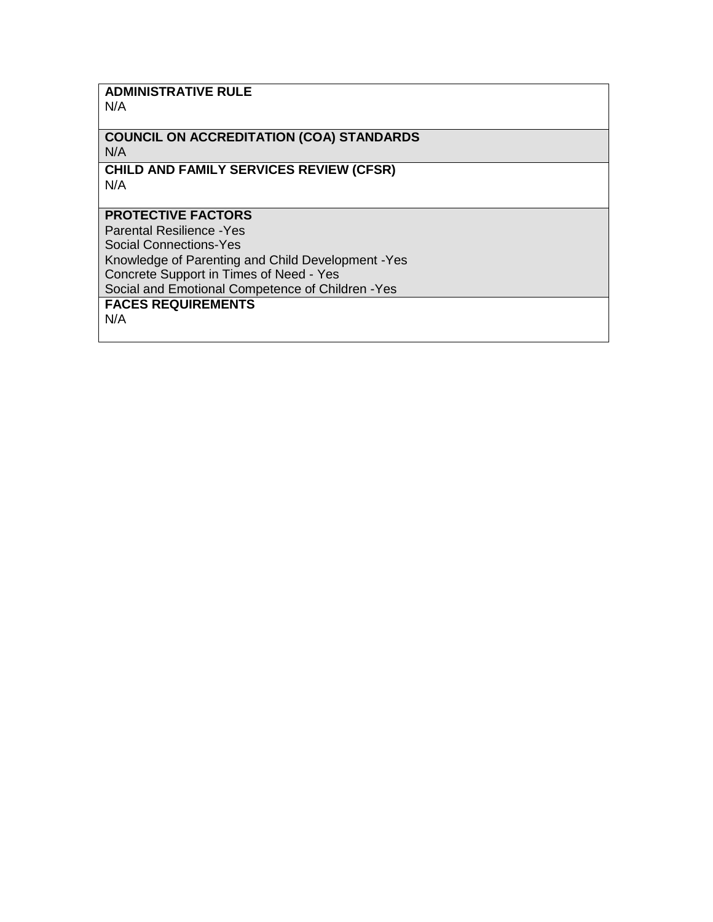**ADMINISTRATIVE RULE**
N/A

**COUNCIL ON ACCREDITATION (COA) STANDARDS**
N/A

**CHILD AND FAMILY SERVICES REVIEW (CFSR)**
N/A

**PROTECTIVE FACTORS**
Parental Resilience -Yes
Social Connections-Yes
Knowledge of Parenting and Child Development -Yes
Concrete Support in Times of Need - Yes
Social and Emotional Competence of Children -Yes

**FACES REQUIREMENTS**
N/A